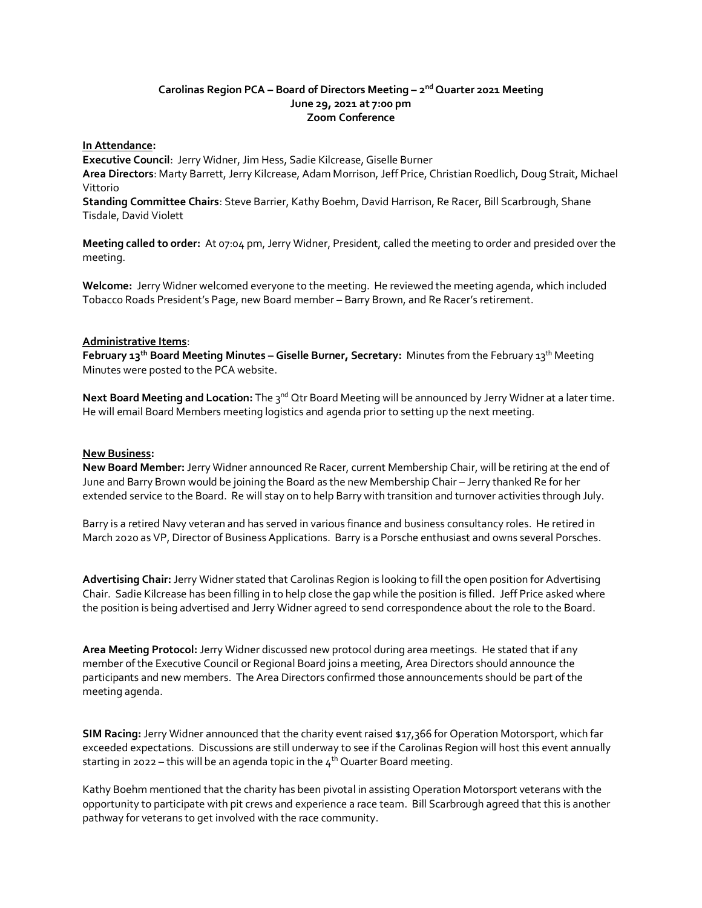**Carolinas Region PCA – Board of Directors Meeting – 2nd Quarter 2021 Meeting**
**June 29, 2021 at 7:00 pm**
**Zoom Conference**

**In Attendance:**
**Executive Council**: Jerry Widner, Jim Hess, Sadie Kilcrease, Giselle Burner
**Area Directors**: Marty Barrett, Jerry Kilcrease, Adam Morrison, Jeff Price, Christian Roedlich, Doug Strait, Michael Vittorio
**Standing Committee Chairs**: Steve Barrier, Kathy Boehm, David Harrison, Re Racer, Bill Scarbrough, Shane Tisdale, David Violett

**Meeting called to order:** At 07:04 pm, Jerry Widner, President, called the meeting to order and presided over the meeting.

**Welcome:** Jerry Widner welcomed everyone to the meeting. He reviewed the meeting agenda, which included Tobacco Roads President's Page, new Board member – Barry Brown, and Re Racer's retirement.

**Administrative Items**:
**February 13th Board Meeting Minutes – Giselle Burner, Secretary:** Minutes from the February 13th Meeting Minutes were posted to the PCA website.

**Next Board Meeting and Location:** The 3nd Qtr Board Meeting will be announced by Jerry Widner at a later time. He will email Board Members meeting logistics and agenda prior to setting up the next meeting.

**New Business:**
**New Board Member:** Jerry Widner announced Re Racer, current Membership Chair, will be retiring at the end of June and Barry Brown would be joining the Board as the new Membership Chair – Jerry thanked Re for her extended service to the Board. Re will stay on to help Barry with transition and turnover activities through July.

Barry is a retired Navy veteran and has served in various finance and business consultancy roles. He retired in March 2020 as VP, Director of Business Applications. Barry is a Porsche enthusiast and owns several Porsches.

**Advertising Chair:** Jerry Widner stated that Carolinas Region is looking to fill the open position for Advertising Chair. Sadie Kilcrease has been filling in to help close the gap while the position is filled. Jeff Price asked where the position is being advertised and Jerry Widner agreed to send correspondence about the role to the Board.

**Area Meeting Protocol:** Jerry Widner discussed new protocol during area meetings. He stated that if any member of the Executive Council or Regional Board joins a meeting, Area Directors should announce the participants and new members. The Area Directors confirmed those announcements should be part of the meeting agenda.

**SIM Racing:** Jerry Widner announced that the charity event raised $17,366 for Operation Motorsport, which far exceeded expectations. Discussions are still underway to see if the Carolinas Region will host this event annually starting in 2022 – this will be an agenda topic in the 4th Quarter Board meeting.

Kathy Boehm mentioned that the charity has been pivotal in assisting Operation Motorsport veterans with the opportunity to participate with pit crews and experience a race team. Bill Scarbrough agreed that this is another pathway for veterans to get involved with the race community.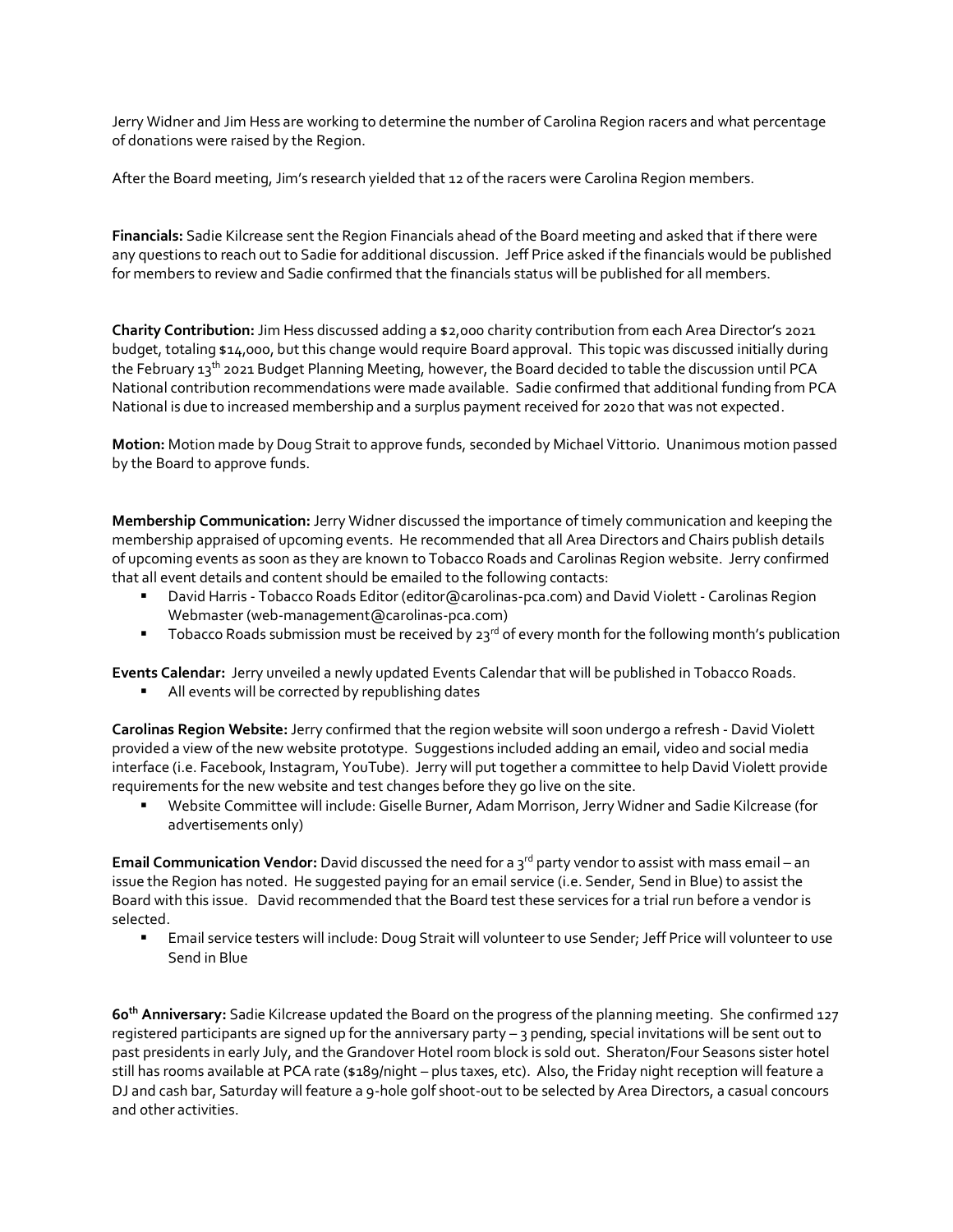Jerry Widner and Jim Hess are working to determine the number of Carolina Region racers and what percentage of donations were raised by the Region.

After the Board meeting, Jim's research yielded that 12 of the racers were Carolina Region members.

**Financials:** Sadie Kilcrease sent the Region Financials ahead of the Board meeting and asked that if there were any questions to reach out to Sadie for additional discussion. Jeff Price asked if the financials would be published for members to review and Sadie confirmed that the financials status will be published for all members.

**Charity Contribution:** Jim Hess discussed adding a $2,000 charity contribution from each Area Director's 2021 budget, totaling $14,000, but this change would require Board approval. This topic was discussed initially during the February 13th 2021 Budget Planning Meeting, however, the Board decided to table the discussion until PCA National contribution recommendations were made available. Sadie confirmed that additional funding from PCA National is due to increased membership and a surplus payment received for 2020 that was not expected.

**Motion:** Motion made by Doug Strait to approve funds, seconded by Michael Vittorio. Unanimous motion passed by the Board to approve funds.

**Membership Communication:** Jerry Widner discussed the importance of timely communication and keeping the membership appraised of upcoming events. He recommended that all Area Directors and Chairs publish details of upcoming events as soon as they are known to Tobacco Roads and Carolinas Region website. Jerry confirmed that all event details and content should be emailed to the following contacts:

- David Harris - Tobacco Roads Editor (editor@carolinas-pca.com) and David Violett - Carolinas Region Webmaster (web-management@carolinas-pca.com)
- Tobacco Roads submission must be received by 23rd of every month for the following month's publication

**Events Calendar:** Jerry unveiled a newly updated Events Calendar that will be published in Tobacco Roads.

- All events will be corrected by republishing dates

**Carolinas Region Website:** Jerry confirmed that the region website will soon undergo a refresh - David Violett provided a view of the new website prototype. Suggestions included adding an email, video and social media interface (i.e. Facebook, Instagram, YouTube). Jerry will put together a committee to help David Violett provide requirements for the new website and test changes before they go live on the site.

- Website Committee will include: Giselle Burner, Adam Morrison, Jerry Widner and Sadie Kilcrease (for advertisements only)

**Email Communication Vendor:** David discussed the need for a 3rd party vendor to assist with mass email – an issue the Region has noted. He suggested paying for an email service (i.e. Sender, Send in Blue) to assist the Board with this issue. David recommended that the Board test these services for a trial run before a vendor is selected.

- Email service testers will include: Doug Strait will volunteer to use Sender; Jeff Price will volunteer to use Send in Blue

**60th Anniversary:** Sadie Kilcrease updated the Board on the progress of the planning meeting. She confirmed 127 registered participants are signed up for the anniversary party – 3 pending, special invitations will be sent out to past presidents in early July, and the Grandover Hotel room block is sold out. Sheraton/Four Seasons sister hotel still has rooms available at PCA rate ($189/night – plus taxes, etc). Also, the Friday night reception will feature a DJ and cash bar, Saturday will feature a 9-hole golf shoot-out to be selected by Area Directors, a casual concours and other activities.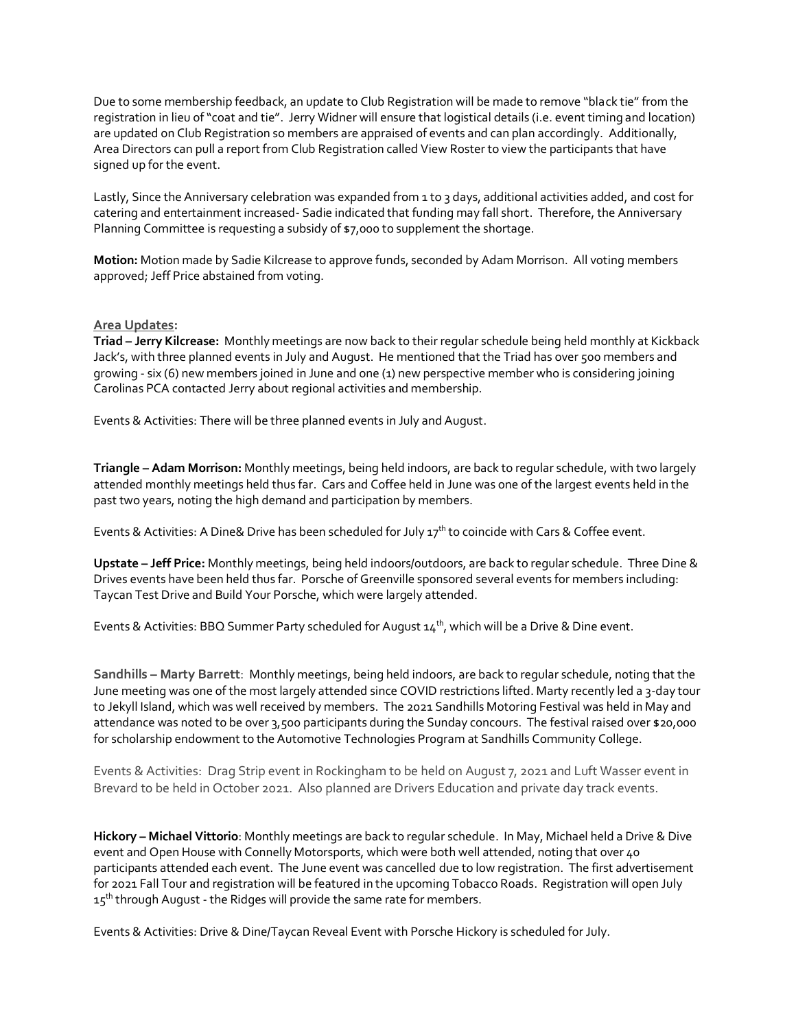Due to some membership feedback, an update to Club Registration will be made to remove "black tie" from the registration in lieu of "coat and tie". Jerry Widner will ensure that logistical details (i.e. event timing and location) are updated on Club Registration so members are appraised of events and can plan accordingly. Additionally, Area Directors can pull a report from Club Registration called View Roster to view the participants that have signed up for the event.

Lastly, Since the Anniversary celebration was expanded from 1 to 3 days, additional activities added, and cost for catering and entertainment increased- Sadie indicated that funding may fall short. Therefore, the Anniversary Planning Committee is requesting a subsidy of $7,000 to supplement the shortage.

**Motion:** Motion made by Sadie Kilcrease to approve funds, seconded by Adam Morrison. All voting members approved; Jeff Price abstained from voting.

**Area Updates:**

**Triad – Jerry Kilcrease:** Monthly meetings are now back to their regular schedule being held monthly at Kickback Jack's, with three planned events in July and August. He mentioned that the Triad has over 500 members and growing - six (6) new members joined in June and one (1) new perspective member who is considering joining Carolinas PCA contacted Jerry about regional activities and membership.

Events & Activities: There will be three planned events in July and August.

**Triangle – Adam Morrison:** Monthly meetings, being held indoors, are back to regular schedule, with two largely attended monthly meetings held thus far. Cars and Coffee held in June was one of the largest events held in the past two years, noting the high demand and participation by members.

Events & Activities: A Dine& Drive has been scheduled for July 17th to coincide with Cars & Coffee event.

**Upstate – Jeff Price:** Monthly meetings, being held indoors/outdoors, are back to regular schedule. Three Dine & Drives events have been held thus far. Porsche of Greenville sponsored several events for members including: Taycan Test Drive and Build Your Porsche, which were largely attended.

Events & Activities: BBQ Summer Party scheduled for August 14th, which will be a Drive & Dine event.

**Sandhills – Marty Barrett**: Monthly meetings, being held indoors, are back to regular schedule, noting that the June meeting was one of the most largely attended since COVID restrictions lifted. Marty recently led a 3-day tour to Jekyll Island, which was well received by members. The 2021 Sandhills Motoring Festival was held in May and attendance was noted to be over 3,500 participants during the Sunday concours. The festival raised over $20,000 for scholarship endowment to the Automotive Technologies Program at Sandhills Community College.

Events & Activities: Drag Strip event in Rockingham to be held on August 7, 2021 and Luft Wasser event in Brevard to be held in October 2021. Also planned are Drivers Education and private day track events.

**Hickory – Michael Vittorio**: Monthly meetings are back to regular schedule. In May, Michael held a Drive & Dive event and Open House with Connelly Motorsports, which were both well attended, noting that over 40 participants attended each event. The June event was cancelled due to low registration. The first advertisement for 2021 Fall Tour and registration will be featured in the upcoming Tobacco Roads. Registration will open July 15th through August - the Ridges will provide the same rate for members.

Events & Activities: Drive & Dine/Taycan Reveal Event with Porsche Hickory is scheduled for July.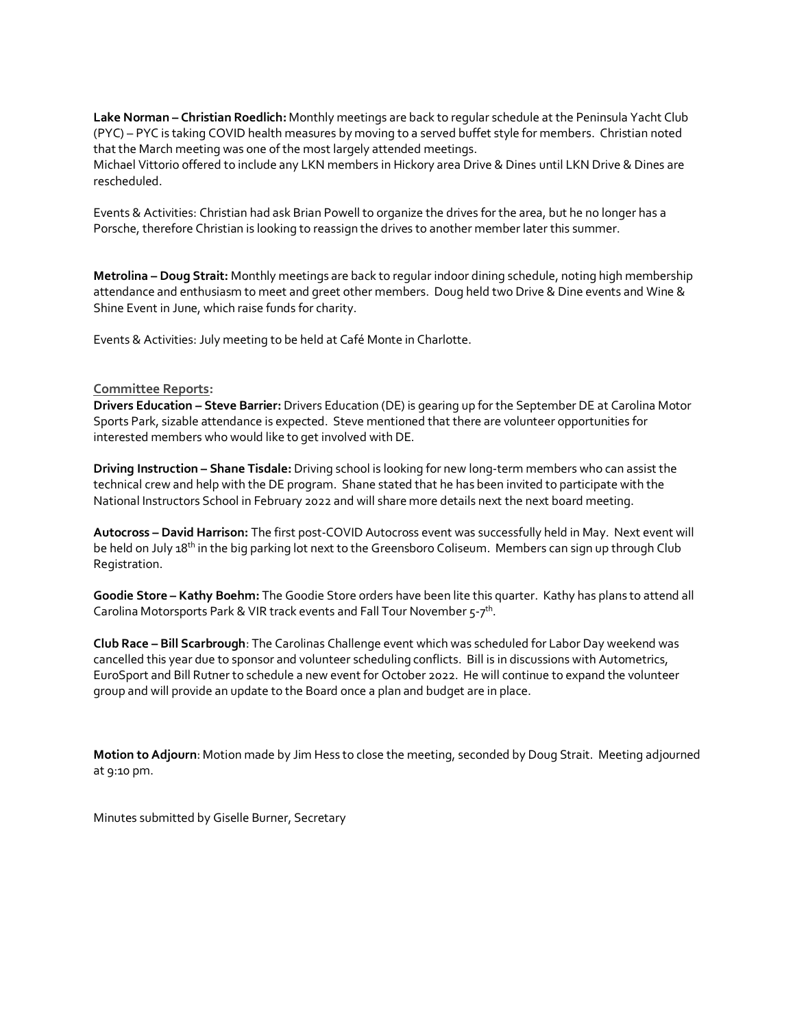**Lake Norman – Christian Roedlich:** Monthly meetings are back to regular schedule at the Peninsula Yacht Club (PYC) – PYC is taking COVID health measures by moving to a served buffet style for members. Christian noted that the March meeting was one of the most largely attended meetings.
Michael Vittorio offered to include any LKN members in Hickory area Drive & Dines until LKN Drive & Dines are rescheduled.

Events & Activities: Christian had ask Brian Powell to organize the drives for the area, but he no longer has a Porsche, therefore Christian is looking to reassign the drives to another member later this summer.

**Metrolina – Doug Strait:** Monthly meetings are back to regular indoor dining schedule, noting high membership attendance and enthusiasm to meet and greet other members. Doug held two Drive & Dine events and Wine & Shine Event in June, which raise funds for charity.

Events & Activities: July meeting to be held at Café Monte in Charlotte.

## Committee Reports:

**Drivers Education – Steve Barrier:** Drivers Education (DE) is gearing up for the September DE at Carolina Motor Sports Park, sizable attendance is expected. Steve mentioned that there are volunteer opportunities for interested members who would like to get involved with DE.

**Driving Instruction – Shane Tisdale:** Driving school is looking for new long-term members who can assist the technical crew and help with the DE program. Shane stated that he has been invited to participate with the National Instructors School in February 2022 and will share more details next the next board meeting.

**Autocross – David Harrison:** The first post-COVID Autocross event was successfully held in May. Next event will be held on July 18th in the big parking lot next to the Greensboro Coliseum. Members can sign up through Club Registration.

**Goodie Store – Kathy Boehm:** The Goodie Store orders have been lite this quarter. Kathy has plans to attend all Carolina Motorsports Park & VIR track events and Fall Tour November 5-7th.

**Club Race – Bill Scarbrough**: The Carolinas Challenge event which was scheduled for Labor Day weekend was cancelled this year due to sponsor and volunteer scheduling conflicts. Bill is in discussions with Autometrics, EuroSport and Bill Rutner to schedule a new event for October 2022. He will continue to expand the volunteer group and will provide an update to the Board once a plan and budget are in place.

**Motion to Adjourn**: Motion made by Jim Hess to close the meeting, seconded by Doug Strait. Meeting adjourned at 9:10 pm.

Minutes submitted by Giselle Burner, Secretary